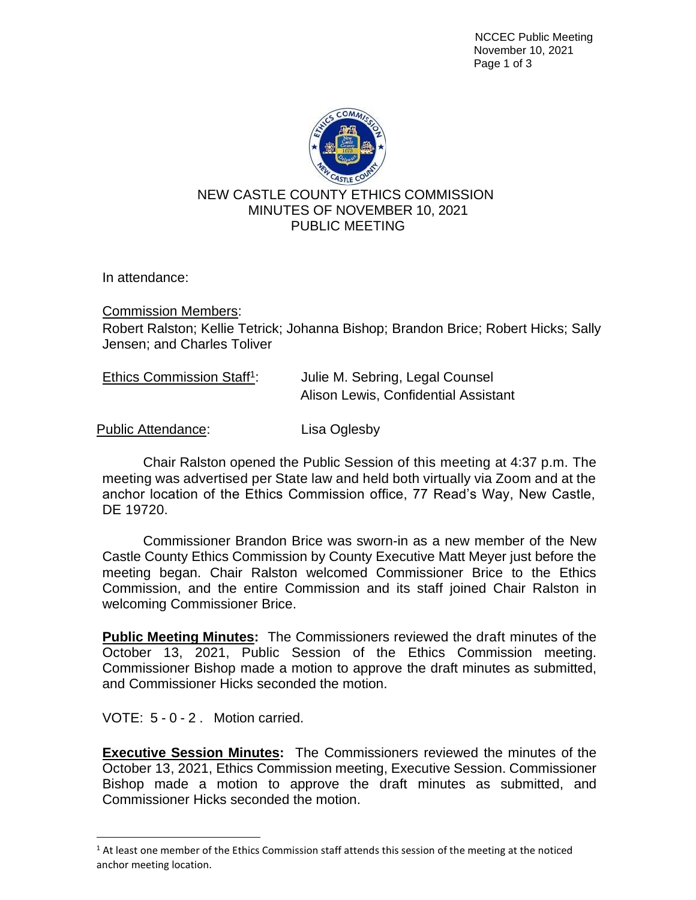# NEW CASTLE COUNTY ETHICS COMMISSION
## MINUTES OF NOVEMBER 10, 2021
## PUBLIC MEETING

In attendance:

Commission Members:
Robert Ralston; Kellie Tetrick; Johanna Bishop; Brandon Brice; Robert Hicks; Sally Jensen; and Charles Toliver

Ethics Commission Staff[1]: Julie M. Sebring, Legal Counsel
Alison Lewis, Confidential Assistant

Public Attendance: Lisa Oglesby

Chair Ralston opened the Public Session of this meeting at 4:37 p.m. The meeting was advertised per State law and held both virtually via Zoom and at the anchor location of the Ethics Commission office, 77 Read's Way, New Castle, DE 19720.

Commissioner Brandon Brice was sworn-in as a new member of the New Castle County Ethics Commission by County Executive Matt Meyer just before the meeting began. Chair Ralston welcomed Commissioner Brice to the Ethics Commission, and the entire Commission and its staff joined Chair Ralston in welcoming Commissioner Brice.

**Public Meeting Minutes:** The Commissioners reviewed the draft minutes of the October 13, 2021, Public Session of the Ethics Commission meeting. Commissioner Bishop made a motion to approve the draft minutes as submitted, and Commissioner Hicks seconded the motion.

VOTE: 5 - 0 - 2 . Motion carried.

**Executive Session Minutes:** The Commissioners reviewed the minutes of the October 13, 2021, Ethics Commission meeting, Executive Session. Commissioner Bishop made a motion to approve the draft minutes as submitted, and Commissioner Hicks seconded the motion.

[1] At least one member of the Ethics Commission staff attends this session of the meeting at the noticed anchor meeting location.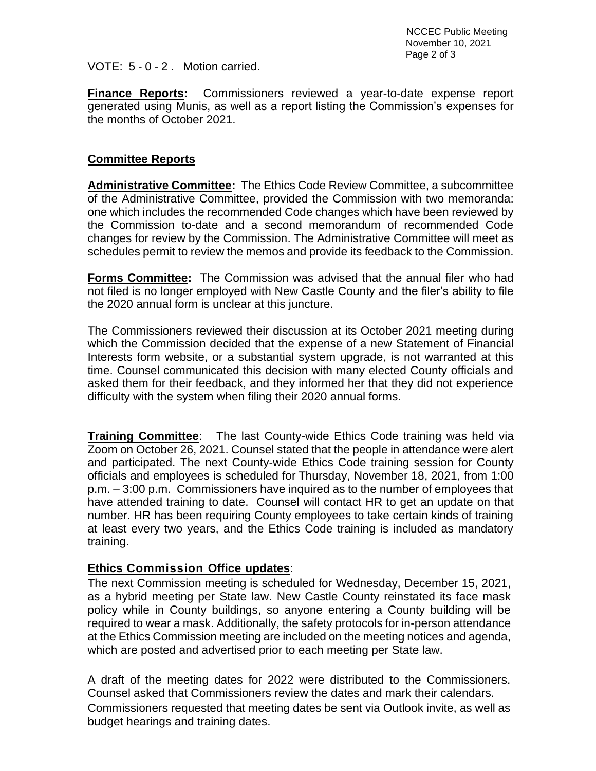VOTE: 5 - 0 - 2 . Motion carried.

**Finance Reports:** Commissioners reviewed a year-to-date expense report generated using Munis, as well as a report listing the Commission's expenses for the months of October 2021.

## Committee Reports

**Administrative Committee:** The Ethics Code Review Committee, a subcommittee of the Administrative Committee, provided the Commission with two memoranda: one which includes the recommended Code changes which have been reviewed by the Commission to-date and a second memorandum of recommended Code changes for review by the Commission. The Administrative Committee will meet as schedules permit to review the memos and provide its feedback to the Commission.

**Forms Committee:** The Commission was advised that the annual filer who had not filed is no longer employed with New Castle County and the filer's ability to file the 2020 annual form is unclear at this juncture.

The Commissioners reviewed their discussion at its October 2021 meeting during which the Commission decided that the expense of a new Statement of Financial Interests form website, or a substantial system upgrade, is not warranted at this time. Counsel communicated this decision with many elected County officials and asked them for their feedback, and they informed her that they did not experience difficulty with the system when filing their 2020 annual forms.

**Training Committee**: The last County-wide Ethics Code training was held via Zoom on October 26, 2021. Counsel stated that the people in attendance were alert and participated. The next County-wide Ethics Code training session for County officials and employees is scheduled for Thursday, November 18, 2021, from 1:00 p.m. – 3:00 p.m. Commissioners have inquired as to the number of employees that have attended training to date. Counsel will contact HR to get an update on that number. HR has been requiring County employees to take certain kinds of training at least every two years, and the Ethics Code training is included as mandatory training.

**Ethics Commission Office updates**:

The next Commission meeting is scheduled for Wednesday, December 15, 2021, as a hybrid meeting per State law. New Castle County reinstated its face mask policy while in County buildings, so anyone entering a County building will be required to wear a mask. Additionally, the safety protocols for in-person attendance at the Ethics Commission meeting are included on the meeting notices and agenda, which are posted and advertised prior to each meeting per State law.

A draft of the meeting dates for 2022 were distributed to the Commissioners. Counsel asked that Commissioners review the dates and mark their calendars. Commissioners requested that meeting dates be sent via Outlook invite, as well as budget hearings and training dates.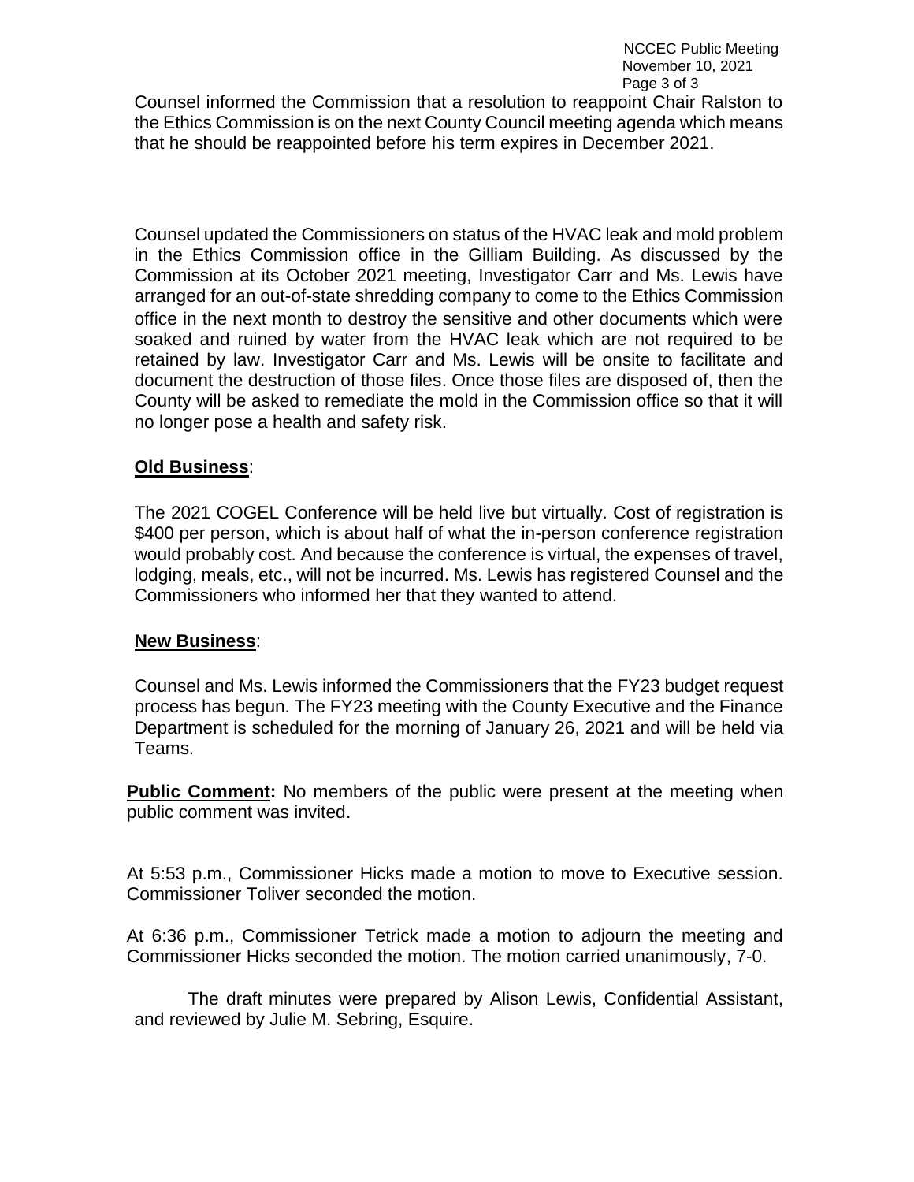Counsel informed the Commission that a resolution to reappoint Chair Ralston to the Ethics Commission is on the next County Council meeting agenda which means that he should be reappointed before his term expires in December 2021.

Counsel updated the Commissioners on status of the HVAC leak and mold problem in the Ethics Commission office in the Gilliam Building. As discussed by the Commission at its October 2021 meeting, Investigator Carr and Ms. Lewis have arranged for an out-of-state shredding company to come to the Ethics Commission office in the next month to destroy the sensitive and other documents which were soaked and ruined by water from the HVAC leak which are not required to be retained by law. Investigator Carr and Ms. Lewis will be onsite to facilitate and document the destruction of those files. Once those files are disposed of, then the County will be asked to remediate the mold in the Commission office so that it will no longer pose a health and safety risk.

**Old Business**:

The 2021 COGEL Conference will be held live but virtually. Cost of registration is $400 per person, which is about half of what the in-person conference registration would probably cost. And because the conference is virtual, the expenses of travel, lodging, meals, etc., will not be incurred. Ms. Lewis has registered Counsel and the Commissioners who informed her that they wanted to attend.

**New Business**:

Counsel and Ms. Lewis informed the Commissioners that the FY23 budget request process has begun. The FY23 meeting with the County Executive and the Finance Department is scheduled for the morning of January 26, 2021 and will be held via Teams.

**Public Comment:** No members of the public were present at the meeting when public comment was invited.

At 5:53 p.m., Commissioner Hicks made a motion to move to Executive session. Commissioner Toliver seconded the motion.

At 6:36 p.m., Commissioner Tetrick made a motion to adjourn the meeting and Commissioner Hicks seconded the motion. The motion carried unanimously, 7-0.

The draft minutes were prepared by Alison Lewis, Confidential Assistant, and reviewed by Julie M. Sebring, Esquire.